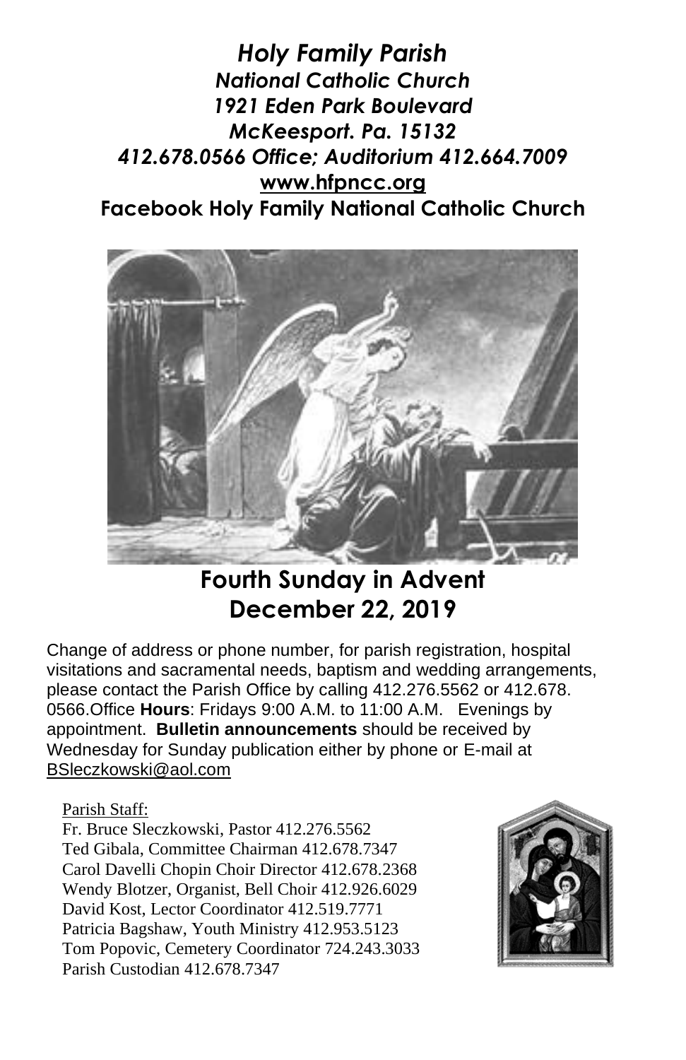***Holy Family Parish***
***National Catholic Church***
***1921 Eden Park Boulevard***
***McKeesport. Pa. 15132***
***412.678.0566 Office; Auditorium 412.664.7009***
**www.hfpncc.org**
**Facebook Holy Family National Catholic Church**

# Fourth Sunday in Advent
# December 22, 2019

Change of address or phone number, for parish registration, hospital visitations and sacramental needs, baptism and wedding arrangements, please contact the Parish Office by calling 412.276.5562 or 412.678. 0566.Office **Hours**: Fridays 9:00 A.M. to 11:00 A.M. Evenings by appointment. **Bulletin announcements** should be received by Wednesday for Sunday publication either by phone or E-mail at BSleczkowski@aol.com

Parish Staff:
Fr. Bruce Sleczkowski, Pastor 412.276.5562
Ted Gibala, Committee Chairman 412.678.7347
Carol Davelli Chopin Choir Director 412.678.2368
Wendy Blotzer, Organist, Bell Choir 412.926.6029
David Kost, Lector Coordinator 412.519.7771
Patricia Bagshaw, Youth Ministry 412.953.5123
Tom Popovic, Cemetery Coordinator 724.243.3033
Parish Custodian 412.678.7347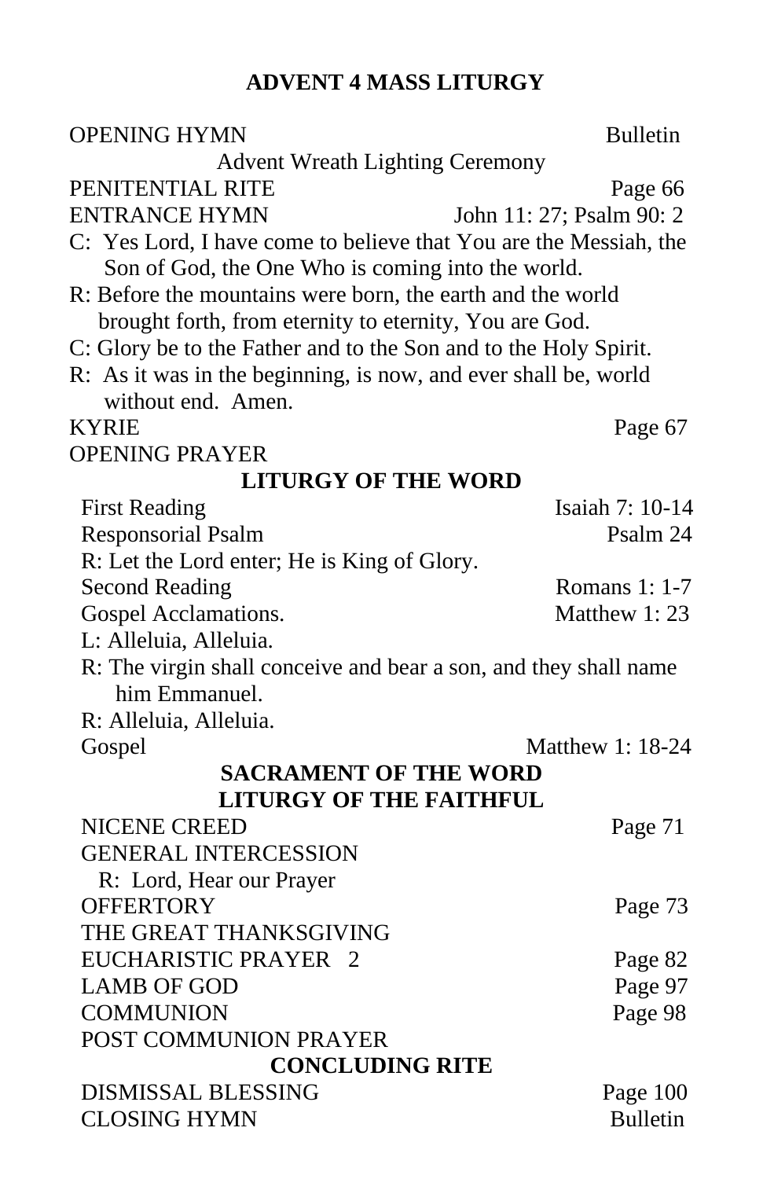# ADVENT 4 MASS LITURGY

OPENING HYMN — Bulletin

Advent Wreath Lighting Ceremony

PENITENTIAL RITE — Page 66

ENTRANCE HYMN — John 11: 27; Psalm 90: 2

C: Yes Lord, I have come to believe that You are the Messiah, the Son of God, the One Who is coming into the world.

R: Before the mountains were born, the earth and the world brought forth, from eternity to eternity, You are God.

C: Glory be to the Father and to the Son and to the Holy Spirit.

R: As it was in the beginning, is now, and ever shall be, world without end. Amen.

KYRIE — Page 67

OPENING PRAYER

## LITURGY OF THE WORD

First Reading — Isaiah 7: 10-14

Responsorial Psalm — Psalm 24

R: Let the Lord enter; He is King of Glory.

Second Reading — Romans 1: 1-7

Gospel Acclamations. — Matthew 1: 23

L: Alleluia, Alleluia.

R: The virgin shall conceive and bear a son, and they shall name him Emmanuel.

R: Alleluia, Alleluia.

Gospel — Matthew 1: 18-24

## SACRAMENT OF THE WORD

## LITURGY OF THE FAITHFUL

NICENE CREED — Page 71

GENERAL INTERCESSION

R: Lord, Hear our Prayer

OFFERTORY — Page 73

THE GREAT THANKSGIVING

EUCHARISTIC PRAYER 2 — Page 82

LAMB OF GOD — Page 97

COMMUNION — Page 98

POST COMMUNION PRAYER

## CONCLUDING RITE

DISMISSAL BLESSING — Page 100

CLOSING HYMN — Bulletin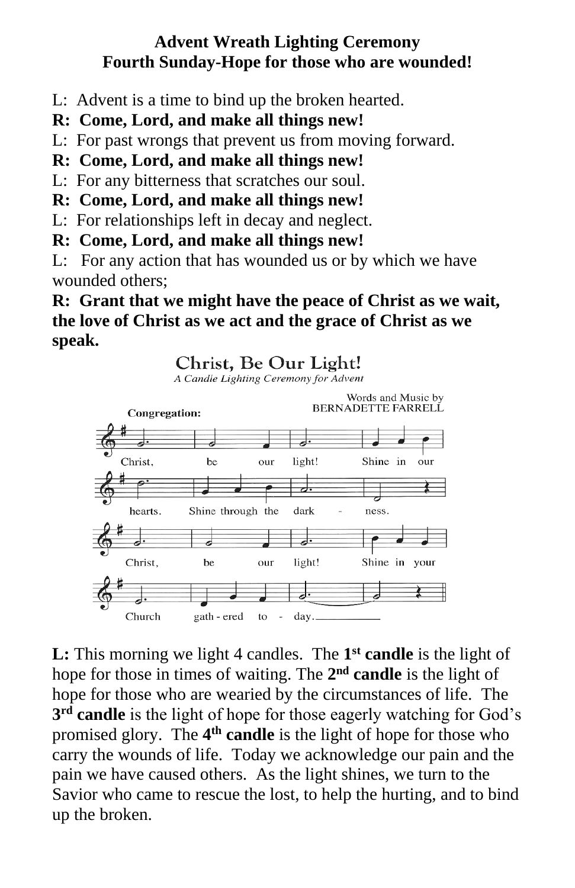**Advent Wreath Lighting Ceremony**
**Fourth Sunday-Hope for those who are wounded!**

L: Advent is a time to bind up the broken hearted.
**R: Come, Lord, and make all things new!**
L: For past wrongs that prevent us from moving forward.
**R: Come, Lord, and make all things new!**
L: For any bitterness that scratches our soul.
**R: Come, Lord, and make all things new!**
L: For relationships left in decay and neglect.
**R: Come, Lord, and make all things new!**
L: For any action that has wounded us or by which we have wounded others;
**R: Grant that we might have the peace of Christ as we wait, the love of Christ as we act and the grace of Christ as we speak.**

Christ, Be Our Light!
*A Candle Lighting Ceremony for Advent*

Words and Music by BERNADETTE FARRELL

**Congregation:**

Christ, be our light! Shine in our hearts. Shine through the dark - ness.
Christ, be our light! Shine in your Church gath - ered to - day.

**L:** This morning we light 4 candles. The **1st candle** is the light of hope for those in times of waiting. The **2nd candle** is the light of hope for those who are wearied by the circumstances of life. The **3rd candle** is the light of hope for those eagerly watching for God's promised glory. The **4th candle** is the light of hope for those who carry the wounds of life. Today we acknowledge our pain and the pain we have caused others. As the light shines, we turn to the Savior who came to rescue the lost, to help the hurting, and to bind up the broken.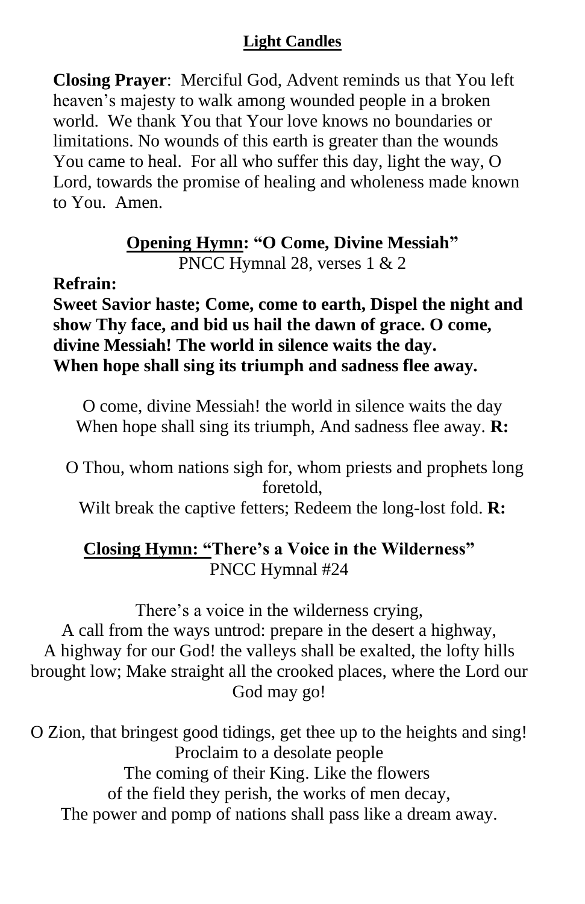**Light Candles**

**Closing Prayer**: Merciful God, Advent reminds us that You left heaven's majesty to walk among wounded people in a broken world. We thank You that Your love knows no boundaries or limitations. No wounds of this earth is greater than the wounds You came to heal. For all who suffer this day, light the way, O Lord, towards the promise of healing and wholeness made known to You. Amen.

**Opening Hymn: "O Come, Divine Messiah"**
PNCC Hymnal 28, verses 1 & 2

**Refrain:**
**Sweet Savior haste; Come, come to earth, Dispel the night and show Thy face, and bid us hail the dawn of grace. O come, divine Messiah! The world in silence waits the day.**
**When hope shall sing its triumph and sadness flee away.**

O come, divine Messiah! the world in silence waits the day
When hope shall sing its triumph, And sadness flee away. **R:**

O Thou, whom nations sigh for, whom priests and prophets long foretold,
Wilt break the captive fetters; Redeem the long-lost fold. **R:**

**Closing Hymn: "There's a Voice in the Wilderness"**
PNCC Hymnal #24

There's a voice in the wilderness crying,
A call from the ways untrod: prepare in the desert a highway,
A highway for our God! the valleys shall be exalted, the lofty hills brought low; Make straight all the crooked places, where the Lord our God may go!

O Zion, that bringest good tidings, get thee up to the heights and sing!
Proclaim to a desolate people
The coming of their King. Like the flowers
of the field they perish, the works of men decay,
The power and pomp of nations shall pass like a dream away.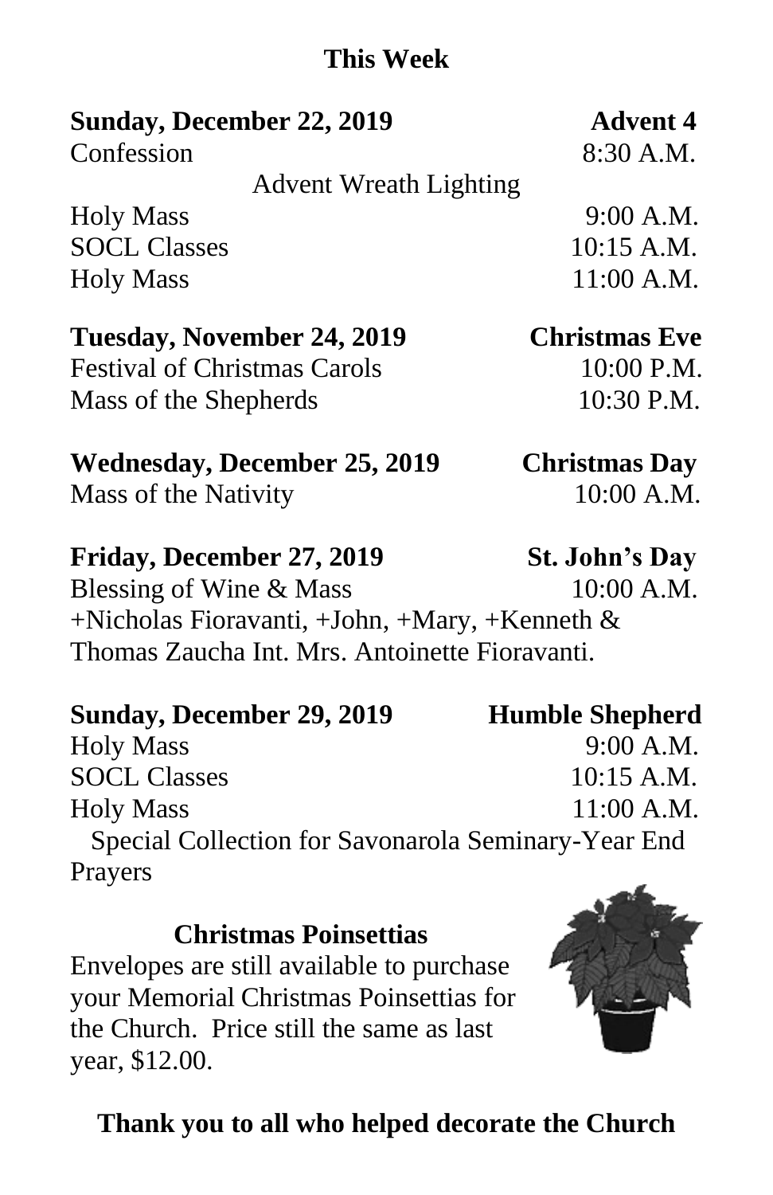## This Week

**Sunday, December 22, 2019** **Advent 4**
Confession 8:30 A.M.
Advent Wreath Lighting
Holy Mass 9:00 A.M.
SOCL Classes 10:15 A.M.
Holy Mass 11:00 A.M.

**Tuesday, November 24, 2019** **Christmas Eve**
Festival of Christmas Carols 10:00 P.M.
Mass of the Shepherds 10:30 P.M.

**Wednesday, December 25, 2019** **Christmas Day**
Mass of the Nativity 10:00 A.M.

**Friday, December 27, 2019** **St. John's Day**
Blessing of Wine & Mass 10:00 A.M.
+Nicholas Fioravanti, +John, +Mary, +Kenneth & Thomas Zaucha Int. Mrs. Antoinette Fioravanti.

**Sunday, December 29, 2019** **Humble Shepherd**
Holy Mass 9:00 A.M.
SOCL Classes 10:15 A.M.
Holy Mass 11:00 A.M.
Special Collection for Savonarola Seminary-Year End Prayers

### Christmas Poinsettias

Envelopes are still available to purchase your Memorial Christmas Poinsettias for the Church. Price still the same as last year, $12.00.

**Thank you to all who helped decorate the Church**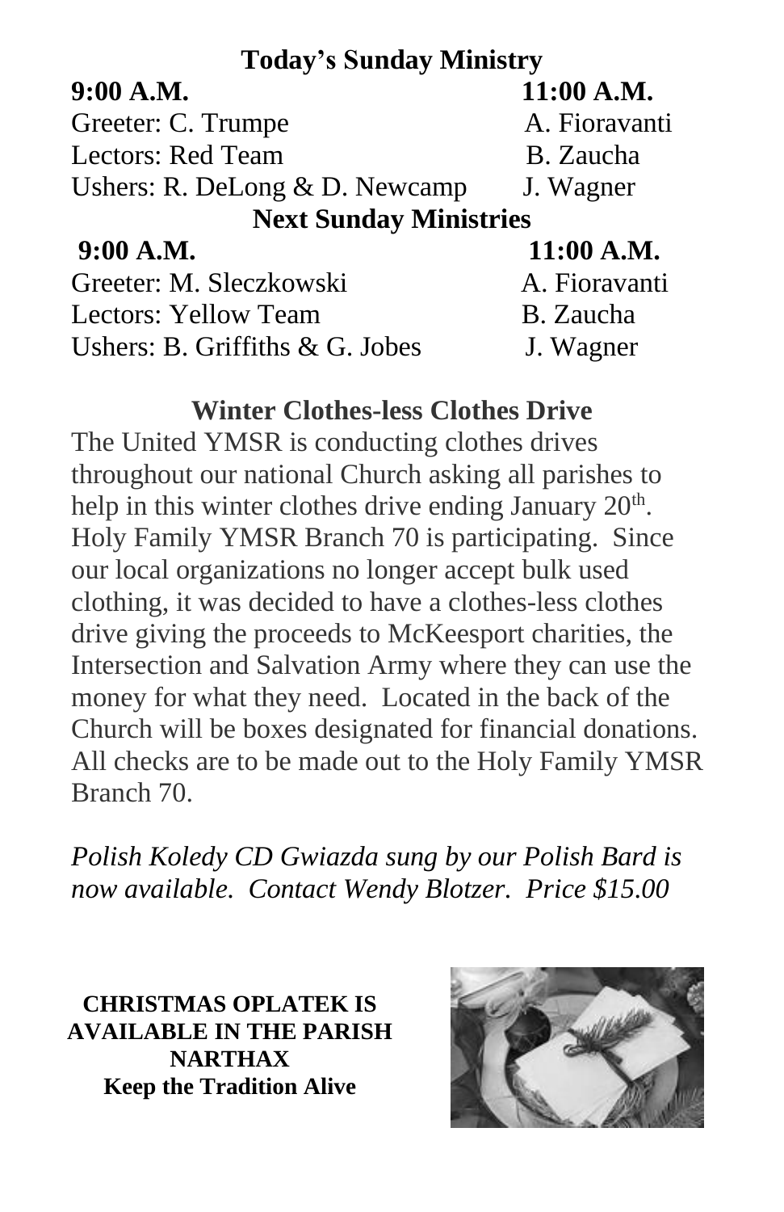## Today's Sunday Ministry

| 9:00 A.M. | 11:00 A.M. |
|---|---|
| Greeter: C. Trumpe | A. Fioravanti |
| Lectors: Red Team | B. Zaucha |
| Ushers: R. DeLong & D. Newcamp | J. Wagner |

## Next Sunday Ministries

| 9:00 A.M. | 11:00 A.M. |
|---|---|
| Greeter: M. Sleczkowski | A. Fioravanti |
| Lectors: Yellow Team | B. Zaucha |
| Ushers: B. Griffiths & G. Jobes | J. Wagner |

## Winter Clothes-less Clothes Drive

The United YMSR is conducting clothes drives throughout our national Church asking all parishes to help in this winter clothes drive ending January 20th. Holy Family YMSR Branch 70 is participating. Since our local organizations no longer accept bulk used clothing, it was decided to have a clothes-less clothes drive giving the proceeds to McKeesport charities, the Intersection and Salvation Army where they can use the money for what they need. Located in the back of the Church will be boxes designated for financial donations. All checks are to be made out to the Holy Family YMSR Branch 70.

*Polish Koledy CD Gwiazda sung by our Polish Bard is now available. Contact Wendy Blotzer. Price $15.00*

**CHRISTMAS OPLATEK IS AVAILABLE IN THE PARISH NARTHAX**
**Keep the Tradition Alive**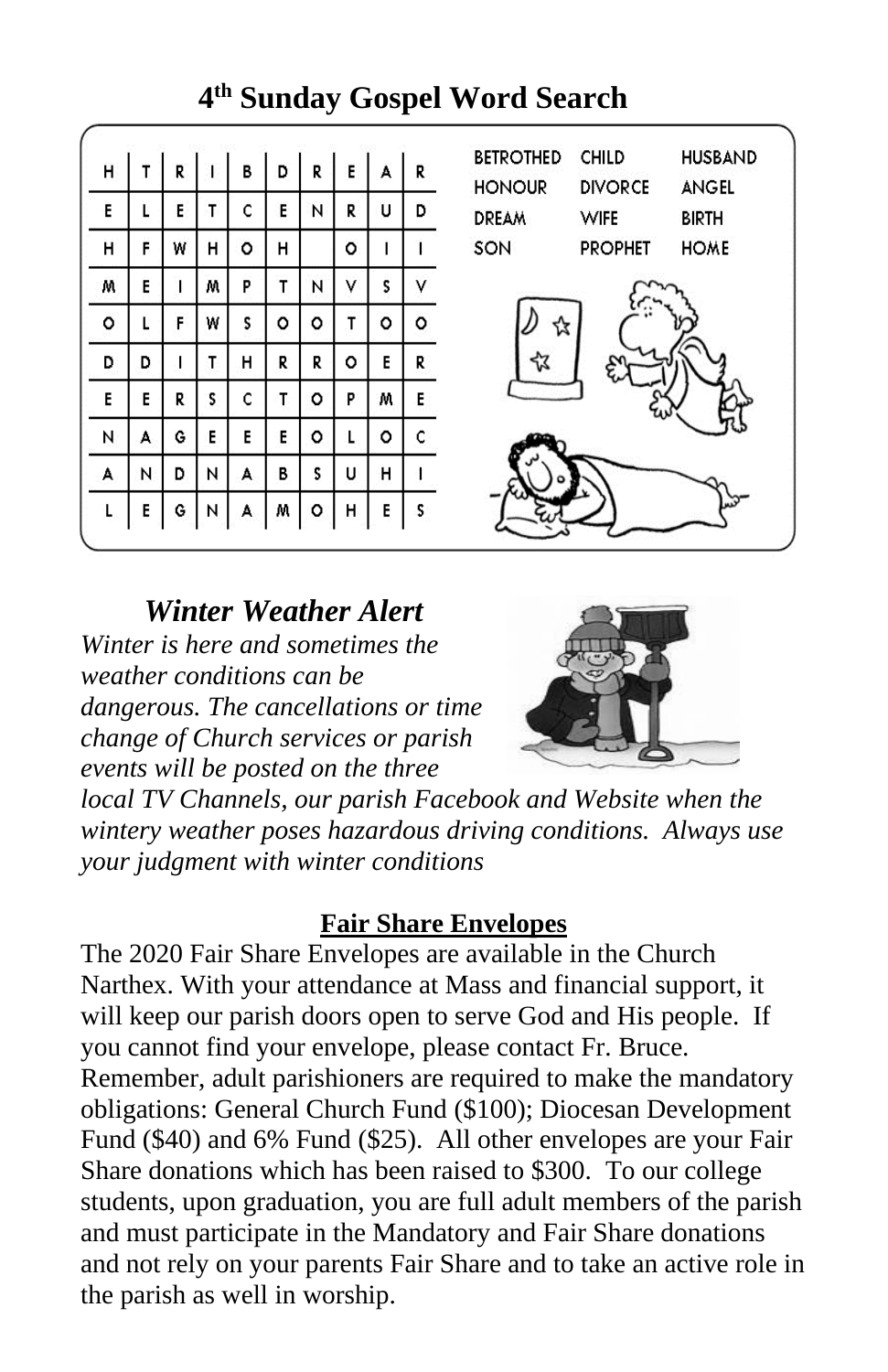# 4th Sunday Gospel Word Search

| | | | | | | | | | |
|---|---|---|---|---|---|---|---|---|---|
| H | T | R | I | B | D | R | E | A | R |
| E | L | E | T | C | E | N | R | U | D |
| H | F | W | H | O | H | | O | I | I |
| M | E | I | M | P | T | N | V | S | V |
| O | L | F | W | S | O | O | T | O | O |
| D | D | I | T | H | R | R | O | E | R |
| E | E | R | S | C | T | O | P | M | E |
| N | A | G | E | E | E | O | L | O | C |
| A | N | D | N | A | B | S | U | H | I |
| L | E | G | N | A | M | O | H | E | S |

| | | |
|---|---|---|
| BETROTHED | CHILD | HUSBAND |
| HONOUR | DIVORCE | ANGEL |
| DREAM | WIFE | BIRTH |
| SON | PROPHET | HOME |

## *Winter Weather Alert*

*Winter is here and sometimes the weather conditions can be dangerous. The cancellations or time change of Church services or parish events will be posted on the three local TV Channels, our parish Facebook and Website when the wintery weather poses hazardous driving conditions. Always use your judgment with winter conditions*

## Fair Share Envelopes

The 2020 Fair Share Envelopes are available in the Church Narthex. With your attendance at Mass and financial support, it will keep our parish doors open to serve God and His people. If you cannot find your envelope, please contact Fr. Bruce. Remember, adult parishioners are required to make the mandatory obligations: General Church Fund ($100); Diocesan Development Fund ($40) and 6% Fund ($25). All other envelopes are your Fair Share donations which has been raised to $300. To our college students, upon graduation, you are full adult members of the parish and must participate in the Mandatory and Fair Share donations and not rely on your parents Fair Share and to take an active role in the parish as well in worship.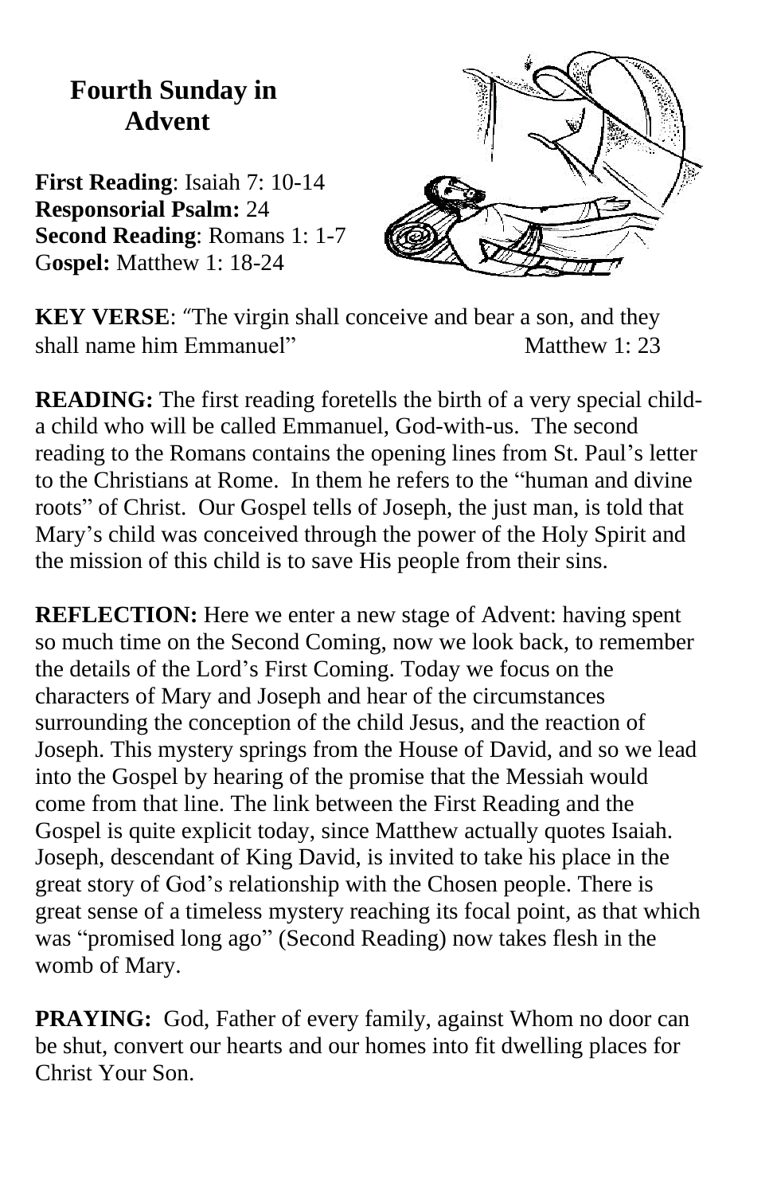## Fourth Sunday in Advent

**First Reading**: Isaiah 7: 10-14
**Responsorial Psalm:** 24
**Second Reading**: Romans 1: 1-7
G**ospel:** Matthew 1: 18-24

**KEY VERSE**: "The virgin shall conceive and bear a son, and they shall name him Emmanuel" Matthew 1: 23

**READING:** The first reading foretells the birth of a very special child- a child who will be called Emmanuel, God-with-us. The second reading to the Romans contains the opening lines from St. Paul's letter to the Christians at Rome. In them he refers to the "human and divine roots" of Christ. Our Gospel tells of Joseph, the just man, is told that Mary's child was conceived through the power of the Holy Spirit and the mission of this child is to save His people from their sins.

**REFLECTION:** Here we enter a new stage of Advent: having spent so much time on the Second Coming, now we look back, to remember the details of the Lord's First Coming. Today we focus on the characters of Mary and Joseph and hear of the circumstances surrounding the conception of the child Jesus, and the reaction of Joseph. This mystery springs from the House of David, and so we lead into the Gospel by hearing of the promise that the Messiah would come from that line. The link between the First Reading and the Gospel is quite explicit today, since Matthew actually quotes Isaiah. Joseph, descendant of King David, is invited to take his place in the great story of God's relationship with the Chosen people. There is great sense of a timeless mystery reaching its focal point, as that which was "promised long ago" (Second Reading) now takes flesh in the womb of Mary.

**PRAYING:** God, Father of every family, against Whom no door can be shut, convert our hearts and our homes into fit dwelling places for Christ Your Son.